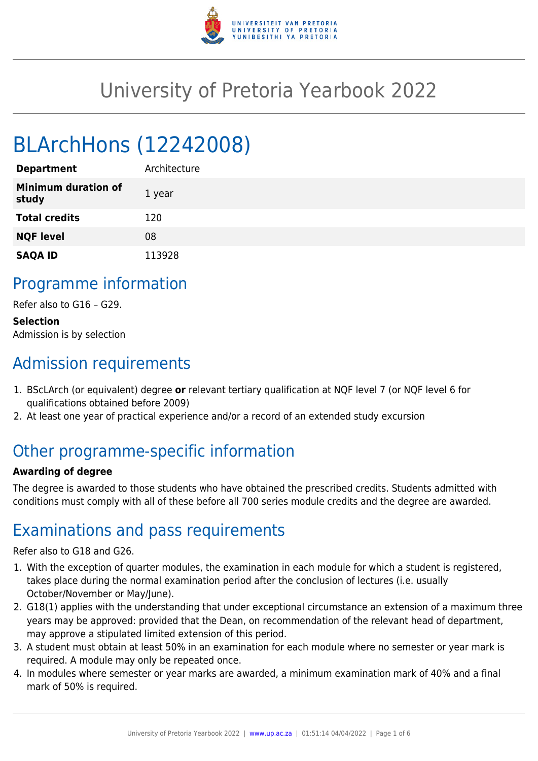# University of Pretoria Yearbook 2022

# BLArchHons (12242008)

| | |
|---|---|
| **Department** | Architecture |
| **Minimum duration of study** | 1 year |
| **Total credits** | 120 |
| **NQF level** | 08 |
| **SAQA ID** | 113928 |

## Programme information

Refer also to G16 – G29.

**Selection**
Admission is by selection

## Admission requirements

1. BScLArch (or equivalent) degree **or** relevant tertiary qualification at NQF level 7 (or NQF level 6 for qualifications obtained before 2009)
2. At least one year of practical experience and/or a record of an extended study excursion

## Other programme-specific information

**Awarding of degree**

The degree is awarded to those students who have obtained the prescribed credits. Students admitted with conditions must comply with all of these before all 700 series module credits and the degree are awarded.

## Examinations and pass requirements

Refer also to G18 and G26.

1. With the exception of quarter modules, the examination in each module for which a student is registered, takes place during the normal examination period after the conclusion of lectures (i.e. usually October/November or May/June).
2. G18(1) applies with the understanding that under exceptional circumstance an extension of a maximum three years may be approved: provided that the Dean, on recommendation of the relevant head of department, may approve a stipulated limited extension of this period.
3. A student must obtain at least 50% in an examination for each module where no semester or year mark is required. A module may only be repeated once.
4. In modules where semester or year marks are awarded, a minimum examination mark of 40% and a final mark of 50% is required.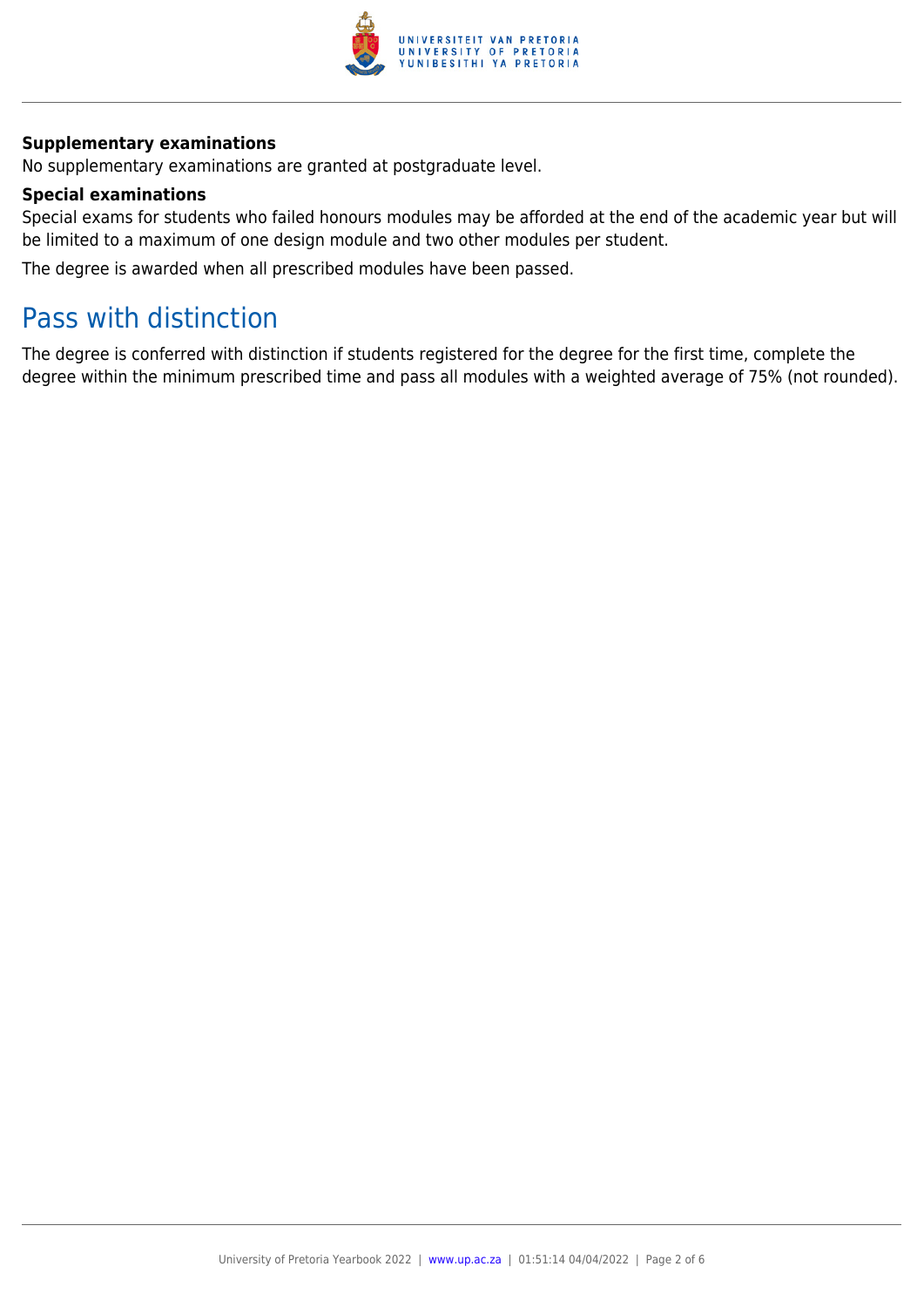### Supplementary examinations

No supplementary examinations are granted at postgraduate level.

### Special examinations

Special exams for students who failed honours modules may be afforded at the end of the academic year but will be limited to a maximum of one design module and two other modules per student.

The degree is awarded when all prescribed modules have been passed.

## Pass with distinction

The degree is conferred with distinction if students registered for the degree for the first time, complete the degree within the minimum prescribed time and pass all modules with a weighted average of 75% (not rounded).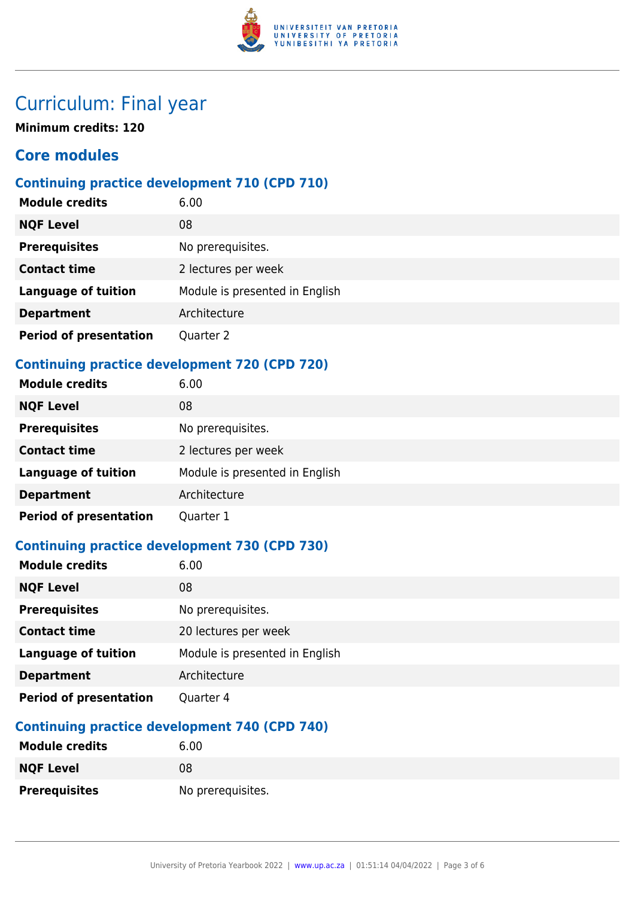# Curriculum: Final year

**Minimum credits: 120**

## Core modules

### Continuing practice development 710 (CPD 710)

| | |
|---|---|
| **Module credits** | 6.00 |
| **NQF Level** | 08 |
| **Prerequisites** | No prerequisites. |
| **Contact time** | 2 lectures per week |
| **Language of tuition** | Module is presented in English |
| **Department** | Architecture |
| **Period of presentation** | Quarter 2 |

### Continuing practice development 720 (CPD 720)

| | |
|---|---|
| **Module credits** | 6.00 |
| **NQF Level** | 08 |
| **Prerequisites** | No prerequisites. |
| **Contact time** | 2 lectures per week |
| **Language of tuition** | Module is presented in English |
| **Department** | Architecture |
| **Period of presentation** | Quarter 1 |

### Continuing practice development 730 (CPD 730)

| | |
|---|---|
| **Module credits** | 6.00 |
| **NQF Level** | 08 |
| **Prerequisites** | No prerequisites. |
| **Contact time** | 20 lectures per week |
| **Language of tuition** | Module is presented in English |
| **Department** | Architecture |
| **Period of presentation** | Quarter 4 |

### Continuing practice development 740 (CPD 740)

| | |
|---|---|
| **Module credits** | 6.00 |
| **NQF Level** | 08 |
| **Prerequisites** | No prerequisites. |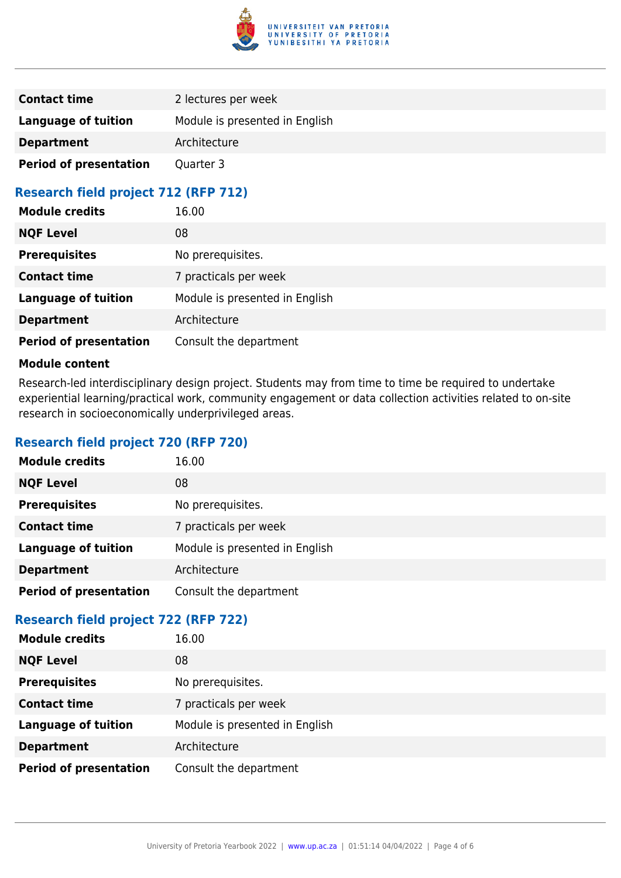| | |
|---|---|
| **Contact time** | 2 lectures per week |
| **Language of tuition** | Module is presented in English |
| **Department** | Architecture |
| **Period of presentation** | Quarter 3 |

## Research field project 712 (RFP 712)

| | |
|---|---|
| **Module credits** | 16.00 |
| **NQF Level** | 08 |
| **Prerequisites** | No prerequisites. |
| **Contact time** | 7 practicals per week |
| **Language of tuition** | Module is presented in English |
| **Department** | Architecture |
| **Period of presentation** | Consult the department |

**Module content**

Research-led interdisciplinary design project. Students may from time to time be required to undertake experiential learning/practical work, community engagement or data collection activities related to on-site research in socioeconomically underprivileged areas.

## Research field project 720 (RFP 720)

| | |
|---|---|
| **Module credits** | 16.00 |
| **NQF Level** | 08 |
| **Prerequisites** | No prerequisites. |
| **Contact time** | 7 practicals per week |
| **Language of tuition** | Module is presented in English |
| **Department** | Architecture |
| **Period of presentation** | Consult the department |

## Research field project 722 (RFP 722)

| | |
|---|---|
| **Module credits** | 16.00 |
| **NQF Level** | 08 |
| **Prerequisites** | No prerequisites. |
| **Contact time** | 7 practicals per week |
| **Language of tuition** | Module is presented in English |
| **Department** | Architecture |
| **Period of presentation** | Consult the department |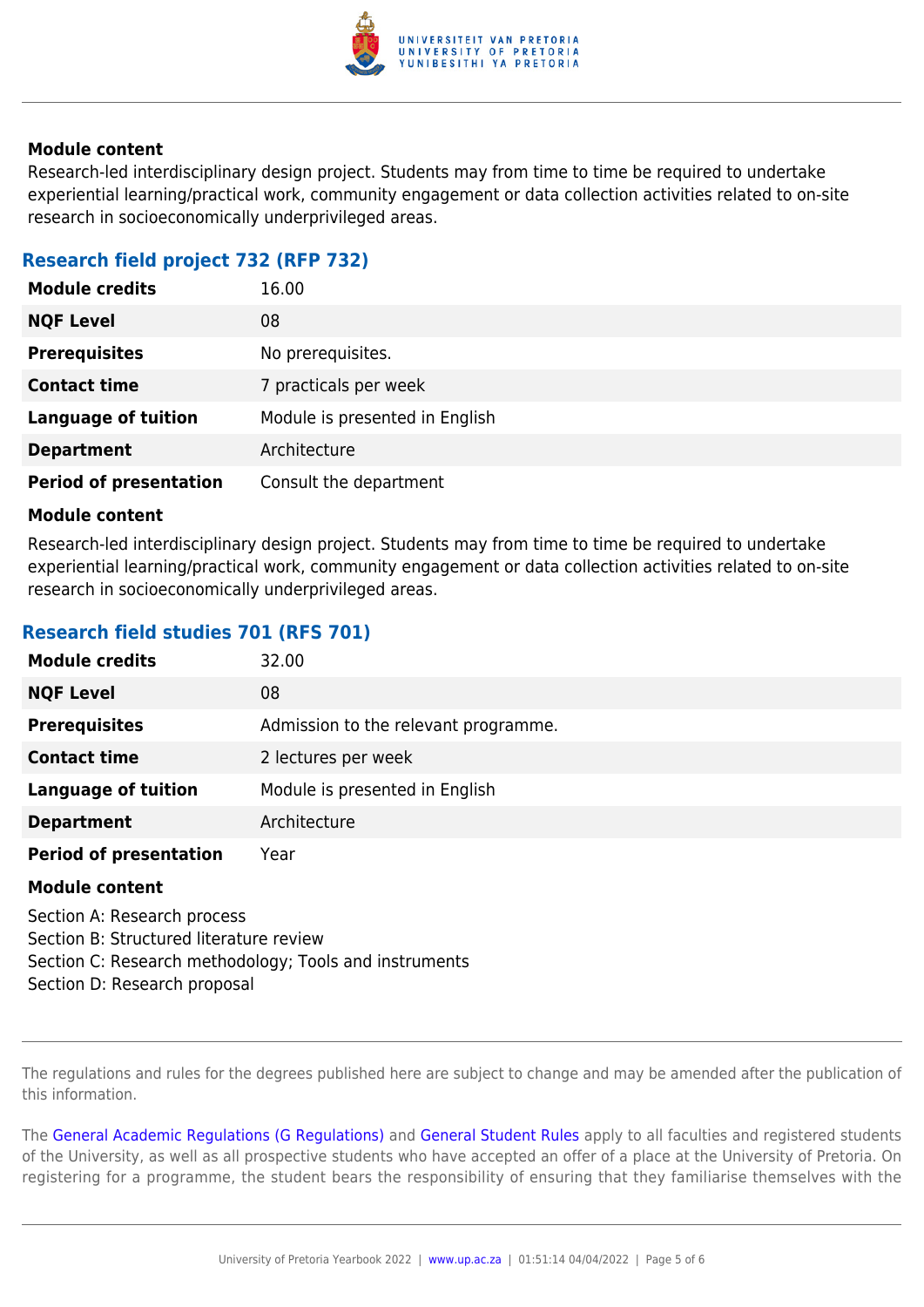**Module content**

Research-led interdisciplinary design project. Students may from time to time be required to undertake experiential learning/practical work, community engagement or data collection activities related to on-site research in socioeconomically underprivileged areas.

### Research field project 732 (RFP 732)

| | |
|---|---|
| **Module credits** | 16.00 |
| **NQF Level** | 08 |
| **Prerequisites** | No prerequisites. |
| **Contact time** | 7 practicals per week |
| **Language of tuition** | Module is presented in English |
| **Department** | Architecture |
| **Period of presentation** | Consult the department |

**Module content**

Research-led interdisciplinary design project. Students may from time to time be required to undertake experiential learning/practical work, community engagement or data collection activities related to on-site research in socioeconomically underprivileged areas.

### Research field studies 701 (RFS 701)

| | |
|---|---|
| **Module credits** | 32.00 |
| **NQF Level** | 08 |
| **Prerequisites** | Admission to the relevant programme. |
| **Contact time** | 2 lectures per week |
| **Language of tuition** | Module is presented in English |
| **Department** | Architecture |
| **Period of presentation** | Year |

**Module content**

Section A: Research process
Section B: Structured literature review
Section C: Research methodology; Tools and instruments
Section D: Research proposal

---

The regulations and rules for the degrees published here are subject to change and may be amended after the publication of this information.

The General Academic Regulations (G Regulations) and General Student Rules apply to all faculties and registered students of the University, as well as all prospective students who have accepted an offer of a place at the University of Pretoria. On registering for a programme, the student bears the responsibility of ensuring that they familiarise themselves with the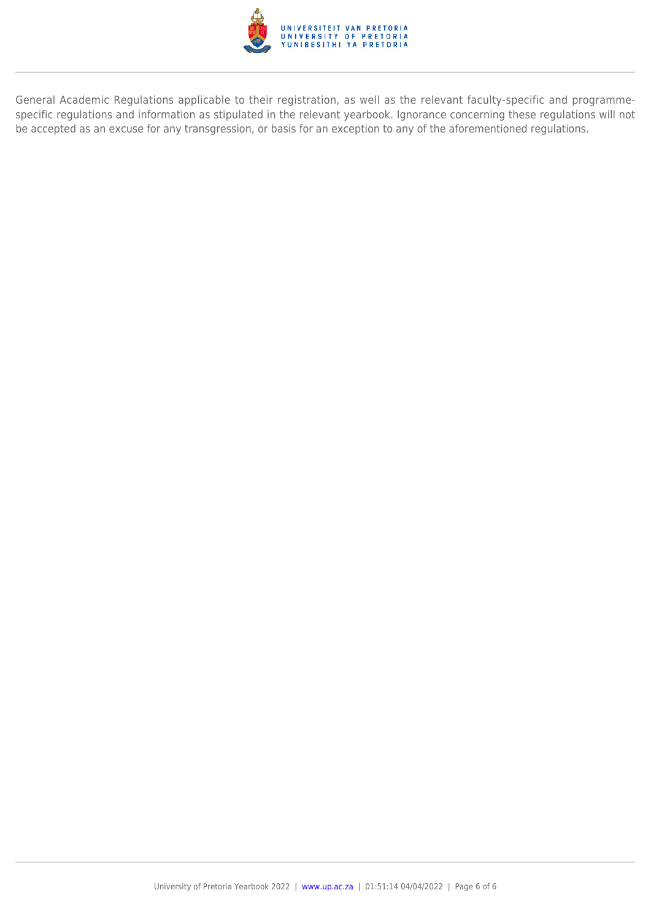General Academic Regulations applicable to their registration, as well as the relevant faculty-specific and programme-specific regulations and information as stipulated in the relevant yearbook. Ignorance concerning these regulations will not be accepted as an excuse for any transgression, or basis for an exception to any of the aforementioned regulations.